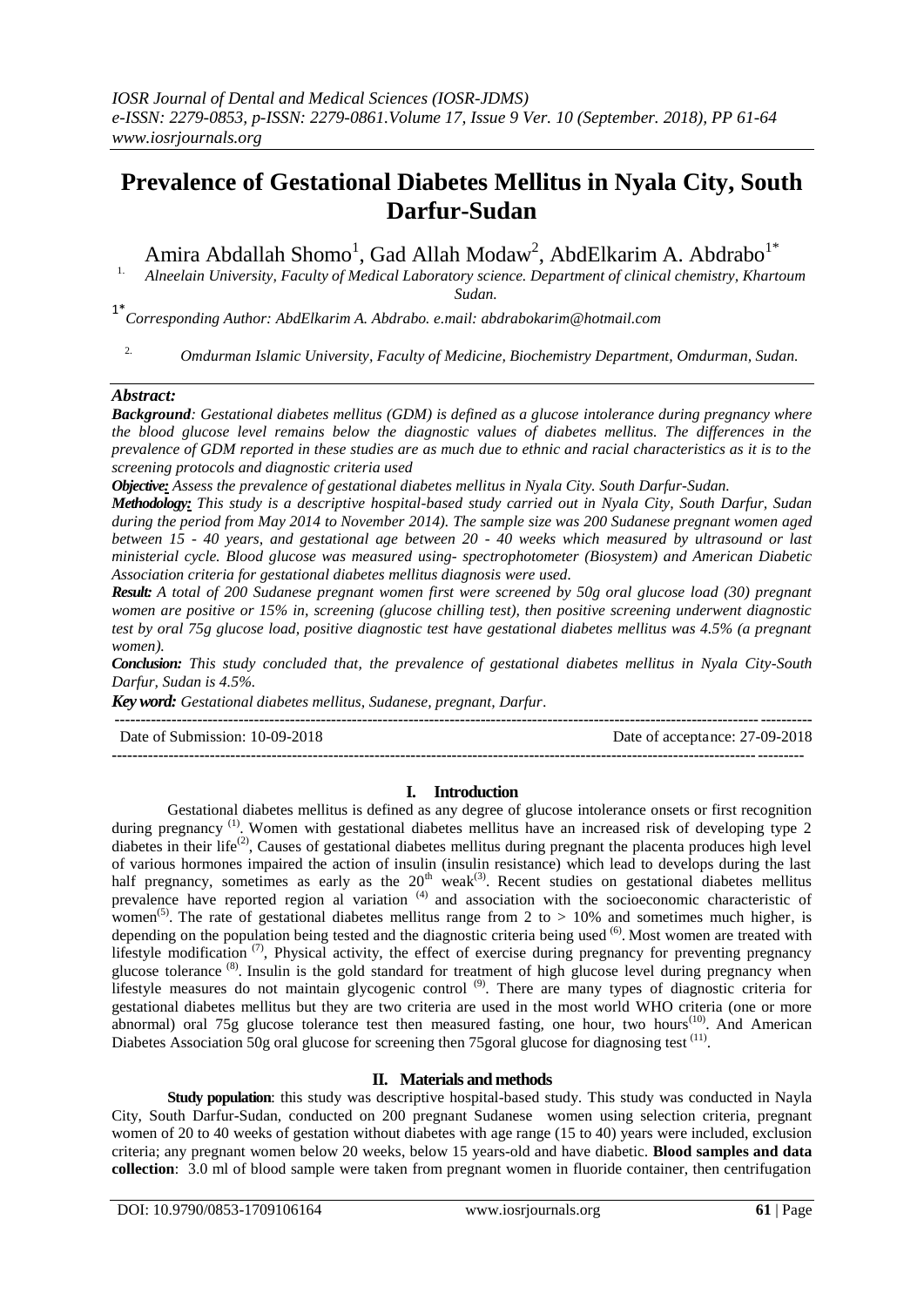# Prevalence of Gestational Diabetes Mellitus in Nyala City, South Darfur-Sudan

Amira Abdallah Shomo[1], Gad Allah Modaw[2], AbdElkarim A. Abdrabo[1*]

1. *Alneelain University, Faculty of Medical Laboratory science. Department of clinical chemistry, Khartoum Sudan.*

1* *Corresponding Author: AbdElkarim A. Abdrabo. e.mail: abdrabokarim@hotmail.com*

2. *Omdurman Islamic University, Faculty of Medicine, Biochemistry Department, Omdurman, Sudan.*

## *Abstract:*

***Background****: Gestational diabetes mellitus (GDM) is defined as a glucose intolerance during pregnancy where the blood glucose level remains below the diagnostic values of diabetes mellitus. The differences in the prevalence of GDM reported in these studies are as much due to ethnic and racial characteristics as it is to the screening protocols and diagnostic criteria used*

***Objective:*** *Assess the prevalence of gestational diabetes mellitus in Nyala City. South Darfur-Sudan.*

***Methodology:*** *This study is a descriptive hospital-based study carried out in Nyala City, South Darfur, Sudan during the period from May 2014 to November 2014). The sample size was 200 Sudanese pregnant women aged between 15 - 40 years, and gestational age between 20 - 40 weeks which measured by ultrasound or last ministerial cycle. Blood glucose was measured using- spectrophotometer (Biosystem) and American Diabetic Association criteria for gestational diabetes mellitus diagnosis were used.*

***Result:*** *A total of 200 Sudanese pregnant women first were screened by 50g oral glucose load (30) pregnant women are positive or 15% in, screening (glucose chilling test), then positive screening underwent diagnostic test by oral 75g glucose load, positive diagnostic test have gestational diabetes mellitus was 4.5% (a pregnant women).*

***Conclusion:*** *This study concluded that, the prevalence of gestational diabetes mellitus in Nyala City-South Darfur, Sudan is 4.5%.*

***Key word:*** *Gestational diabetes mellitus, Sudanese, pregnant, Darfur.*

---

Date of Submission: 10-09-2018 | Date of acceptance: 27-09-2018

---

## I. Introduction

Gestational diabetes mellitus is defined as any degree of glucose intolerance onsets or first recognition during pregnancy [1]. Women with gestational diabetes mellitus have an increased risk of developing type 2 diabetes in their life[2], Causes of gestational diabetes mellitus during pregnant the placenta produces high level of various hormones impaired the action of insulin (insulin resistance) which lead to develops during the last half pregnancy, sometimes as early as the 20th weak[3]. Recent studies on gestational diabetes mellitus prevalence have reported region al variation [4] and association with the socioeconomic characteristic of women[5]. The rate of gestational diabetes mellitus range from 2 to > 10% and sometimes much higher, is depending on the population being tested and the diagnostic criteria being used [6]. Most women are treated with lifestyle modification [7], Physical activity, the effect of exercise during pregnancy for preventing pregnancy glucose tolerance [8]. Insulin is the gold standard for treatment of high glucose level during pregnancy when lifestyle measures do not maintain glycogenic control [9]. There are many types of diagnostic criteria for gestational diabetes mellitus but they are two criteria are used in the most world WHO criteria (one or more abnormal) oral 75g glucose tolerance test then measured fasting, one hour, two hours[10]. And American Diabetes Association 50g oral glucose for screening then 75goral glucose for diagnosing test [11].

## II. Materials and methods

**Study population**: this study was descriptive hospital-based study. This study was conducted in Nayla City, South Darfur-Sudan, conducted on 200 pregnant Sudanese women using selection criteria, pregnant women of 20 to 40 weeks of gestation without diabetes with age range (15 to 40) years were included, exclusion criteria; any pregnant women below 20 weeks, below 15 years-old and have diabetic. **Blood samples and data collection**: 3.0 ml of blood sample were taken from pregnant women in fluoride container, then centrifugation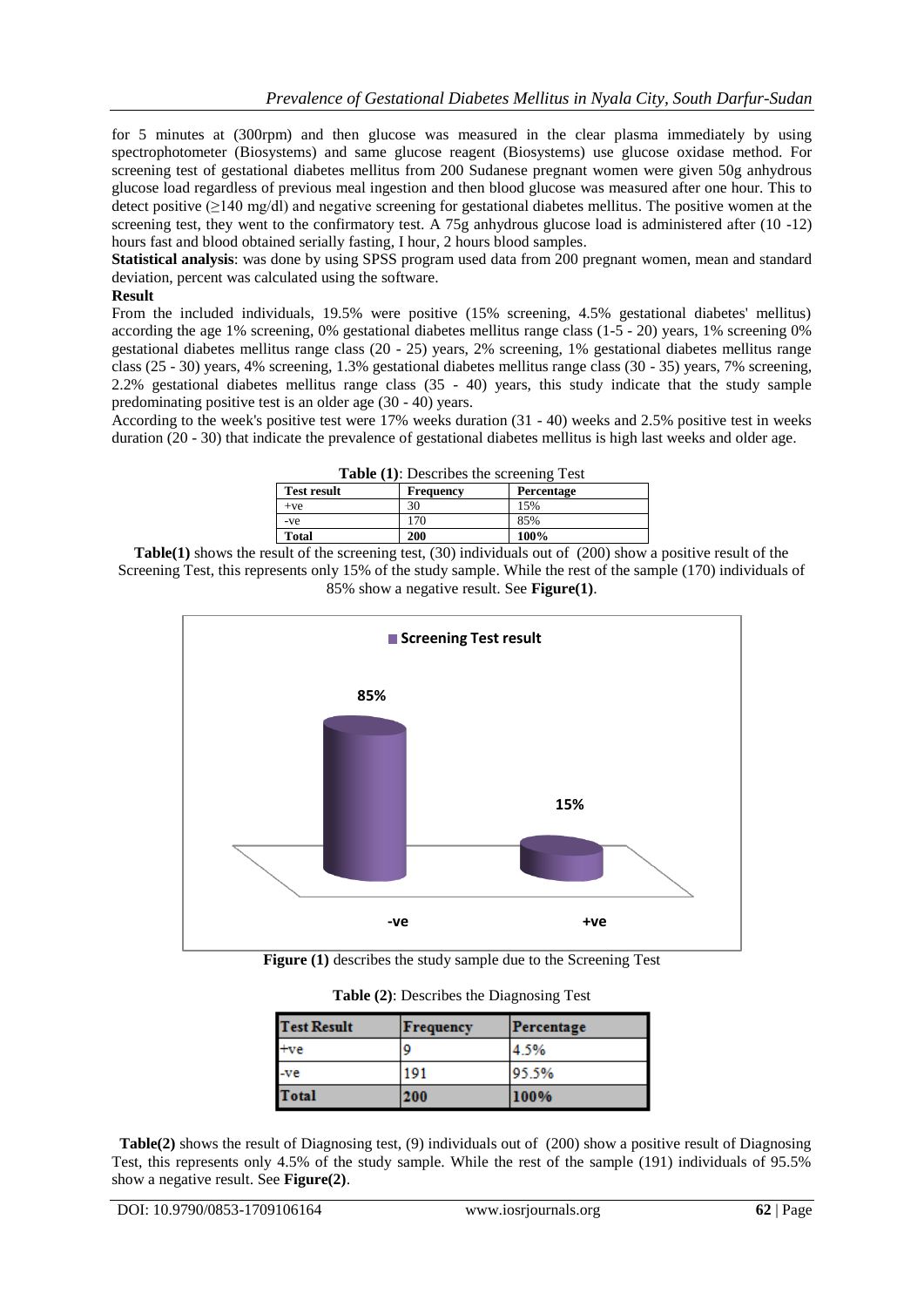for 5 minutes at (300rpm) and then glucose was measured in the clear plasma immediately by using spectrophotometer (Biosystems) and same glucose reagent (Biosystems) use glucose oxidase method. For screening test of gestational diabetes mellitus from 200 Sudanese pregnant women were given 50g anhydrous glucose load regardless of previous meal ingestion and then blood glucose was measured after one hour. This to detect positive (≥140 mg/dl) and negative screening for gestational diabetes mellitus. The positive women at the screening test, they went to the confirmatory test. A 75g anhydrous glucose load is administered after (10 -12) hours fast and blood obtained serially fasting, I hour, 2 hours blood samples.

**Statistical analysis**: was done by using SPSS program used data from 200 pregnant women, mean and standard deviation, percent was calculated using the software.

**Result**

From the included individuals, 19.5% were positive (15% screening, 4.5% gestational diabetes' mellitus) according the age 1% screening, 0% gestational diabetes mellitus range class (1-5 - 20) years, 1% screening 0% gestational diabetes mellitus range class (20 - 25) years, 2% screening, 1% gestational diabetes mellitus range class (25 - 30) years, 4% screening, 1.3% gestational diabetes mellitus range class (30 - 35) years, 7% screening, 2.2% gestational diabetes mellitus range class (35 - 40) years, this study indicate that the study sample predominating positive test is an older age (30 - 40) years.

According to the week's positive test were 17% weeks duration (31 - 40) weeks and 2.5% positive test in weeks duration (20 - 30) that indicate the prevalence of gestational diabetes mellitus is high last weeks and older age.

**Table (1)**: Describes the screening Test

| Test result | Frequency | Percentage |
|---|---|---|
| +ve | 30 | 15% |
| -ve | 170 | 85% |
| **Total** | **200** | **100%** |

**Table(1)** shows the result of the screening test, (30) individuals out of (200) show a positive result of the Screening Test, this represents only 15% of the study sample. While the rest of the sample (170) individuals of 85% show a negative result. See **Figure(1)**.

**Figure (1)** describes the study sample due to the Screening Test

**Table (2)**: Describes the Diagnosing Test

| Test Result | Frequency | Percentage |
|---|---|---|
| +ve | 9 | 4.5% |
| -ve | 191 | 95.5% |
| **Total** | **200** | **100%** |

**Table(2)** shows the result of Diagnosing test, (9) individuals out of (200) show a positive result of Diagnosing Test, this represents only 4.5% of the study sample. While the rest of the sample (191) individuals of 95.5% show a negative result. See **Figure(2)**.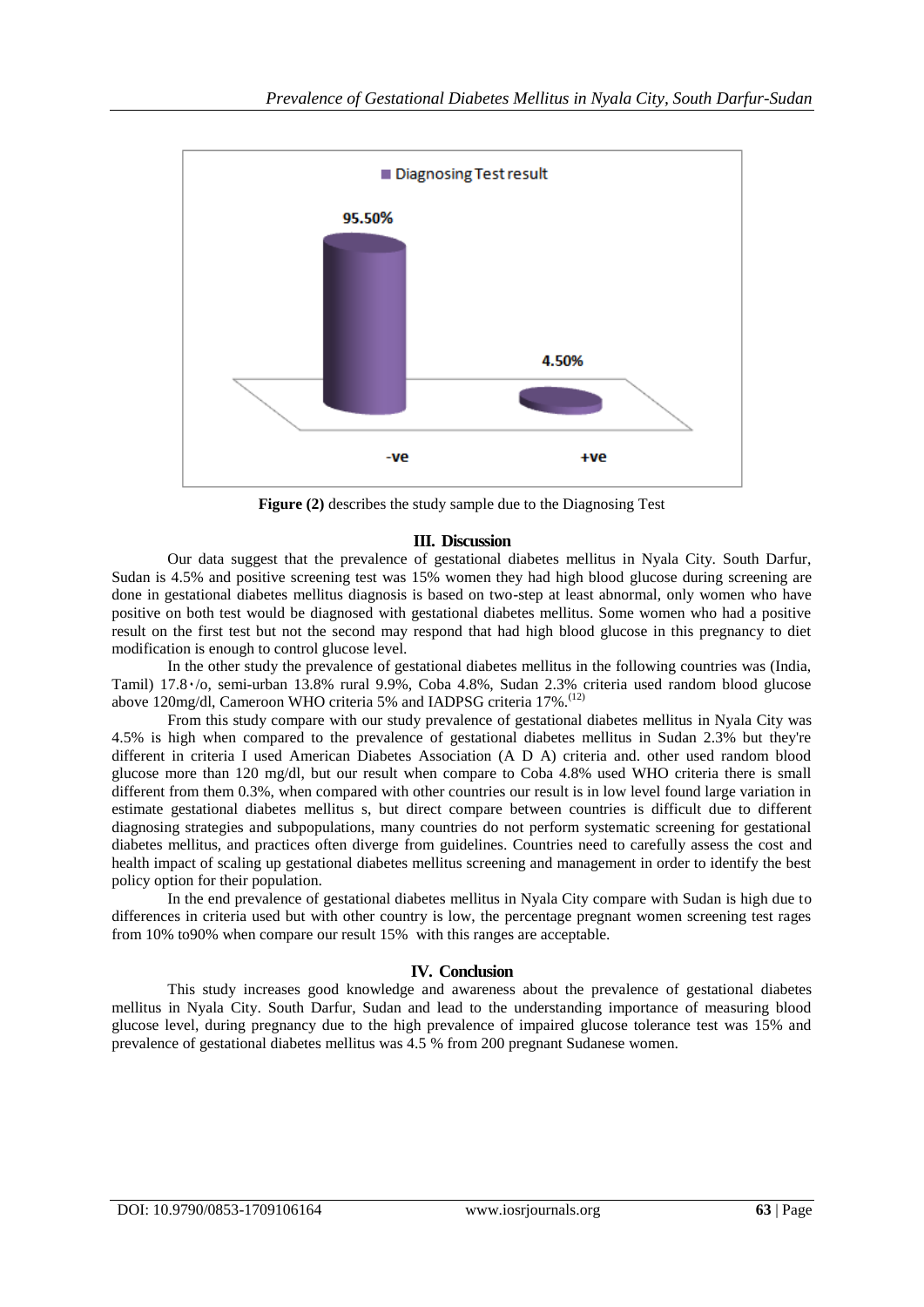**Figure (2)** describes the study sample due to the Diagnosing Test

## III. Discussion

Our data suggest that the prevalence of gestational diabetes mellitus in Nyala City. South Darfur, Sudan is 4.5% and positive screening test was 15% women they had high blood glucose during screening are done in gestational diabetes mellitus diagnosis is based on two-step at least abnormal, only women who have positive on both test would be diagnosed with gestational diabetes mellitus. Some women who had a positive result on the first test but not the second may respond that had high blood glucose in this pregnancy to diet modification is enough to control glucose level.

In the other study the prevalence of gestational diabetes mellitus in the following countries was (India, Tamil) 17.8٠/o, semi-urban 13.8% rural 9.9%, Coba 4.8%, Sudan 2.3% criteria used random blood glucose above 120mg/dl, Cameroon WHO criteria 5% and IADPSG criteria 17%.[12]

From this study compare with our study prevalence of gestational diabetes mellitus in Nyala City was 4.5% is high when compared to the prevalence of gestational diabetes mellitus in Sudan 2.3% but they're different in criteria I used American Diabetes Association (A D A) criteria and. other used random blood glucose more than 120 mg/dl, but our result when compare to Coba 4.8% used WHO criteria there is small different from them 0.3%, when compared with other countries our result is in low level found large variation in estimate gestational diabetes mellitus s, but direct compare between countries is difficult due to different diagnosing strategies and subpopulations, many countries do not perform systematic screening for gestational diabetes mellitus, and practices often diverge from guidelines. Countries need to carefully assess the cost and health impact of scaling up gestational diabetes mellitus screening and management in order to identify the best policy option for their population.

In the end prevalence of gestational diabetes mellitus in Nyala City compare with Sudan is high due to differences in criteria used but with other country is low, the percentage pregnant women screening test rages from 10% to90% when compare our result 15% with this ranges are acceptable.

## IV. Conclusion

This study increases good knowledge and awareness about the prevalence of gestational diabetes mellitus in Nyala City. South Darfur, Sudan and lead to the understanding importance of measuring blood glucose level, during pregnancy due to the high prevalence of impaired glucose tolerance test was 15% and prevalence of gestational diabetes mellitus was 4.5 % from 200 pregnant Sudanese women.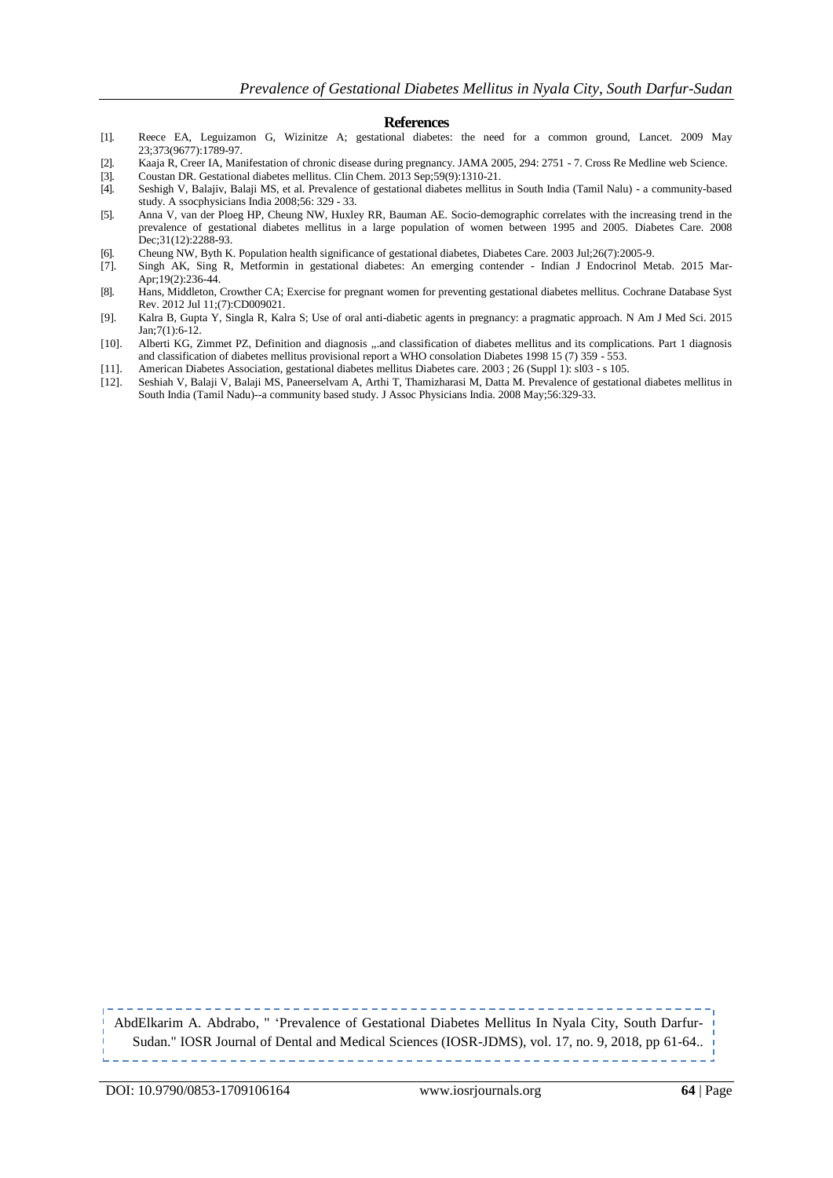## References

[1]. Reece EA, Leguizamon G, Wizinitze A; gestational diabetes: the need for a common ground, Lancet. 2009 May 23;373(9677):1789-97.

[2]. Kaaja R, Creer IA, Manifestation of chronic disease during pregnancy. JAMA 2005, 294: 2751 - 7. Cross Re Medline web Science.

[3]. Coustan DR. Gestational diabetes mellitus. Clin Chem. 2013 Sep;59(9):1310-21.

[4]. Seshigh V, Balajiv, Balaji MS, et al. Prevalence of gestational diabetes mellitus in South India (Tamil Nalu) - a community-based study. A ssocphysicians India 2008;56: 329 - 33.

[5]. Anna V, van der Ploeg HP, Cheung NW, Huxley RR, Bauman AE. Socio-demographic correlates with the increasing trend in the prevalence of gestational diabetes mellitus in a large population of women between 1995 and 2005. Diabetes Care. 2008 Dec;31(12):2288-93.

[6]. Cheung NW, Byth K. Population health significance of gestational diabetes, Diabetes Care. 2003 Jul;26(7):2005-9.

[7]. Singh AK, Sing R, Metformin in gestational diabetes: An emerging contender - Indian J Endocrinol Metab. 2015 Mar-Apr;19(2):236-44.

[8]. Hans, Middleton, Crowther CA; Exercise for pregnant women for preventing gestational diabetes mellitus. Cochrane Database Syst Rev. 2012 Jul 11;(7):CD009021.

[9]. Kalra B, Gupta Y, Singla R, Kalra S; Use of oral anti-diabetic agents in pregnancy: a pragmatic approach. N Am J Med Sci. 2015 Jan;7(1):6-12.

[10]. Alberti KG, Zimmet PZ, Definition and diagnosis ,,.and classification of diabetes mellitus and its complications. Part 1 diagnosis and classification of diabetes mellitus provisional report a WHO consolation Diabetes 1998 15 (7) 359 - 553.

[11]. American Diabetes Association, gestational diabetes mellitus Diabetes care. 2003 ; 26 (Suppl 1): sl03 - s 105.

[12]. Seshiah V, Balaji V, Balaji MS, Paneerselvam A, Arthi T, Thamizharasi M, Datta M. Prevalence of gestational diabetes mellitus in South India (Tamil Nadu)--a community based study. J Assoc Physicians India. 2008 May;56:329-33.

AbdElkarim A. Abdrabo, " 'Prevalence of Gestational Diabetes Mellitus In Nyala City, South Darfur-Sudan." IOSR Journal of Dental and Medical Sciences (IOSR-JDMS), vol. 17, no. 9, 2018, pp 61-64..